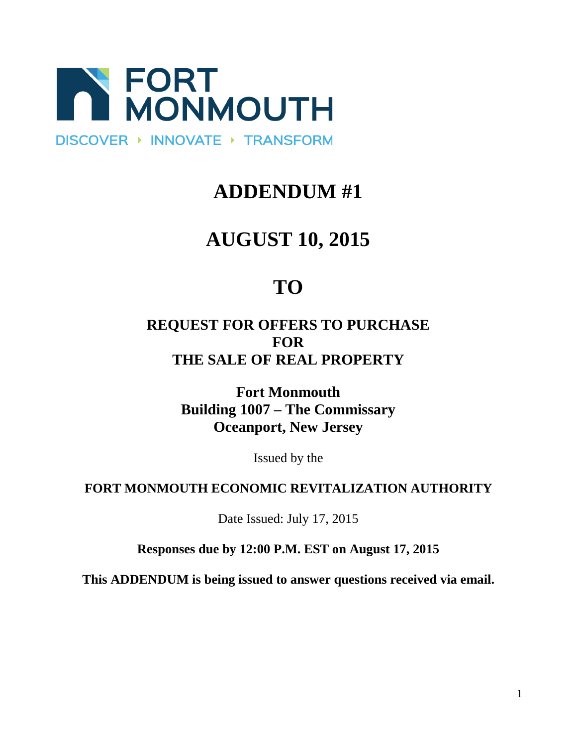FORT MONMOUTH

DISCOVER ‣ INNOVATE ‣ TRANSFORM

# ADDENDUM #1

# AUGUST 10, 2015

# TO

## REQUEST FOR OFFERS TO PURCHASE FOR THE SALE OF REAL PROPERTY

### Fort Monmouth
### Building 1007 – The Commissary
### Oceanport, New Jersey

Issued by the

**FORT MONMOUTH ECONOMIC REVITALIZATION AUTHORITY**

Date Issued: July 17, 2015

**Responses due by 12:00 P.M. EST on August 17, 2015**

**This ADDENDUM is being issued to answer questions received via email.**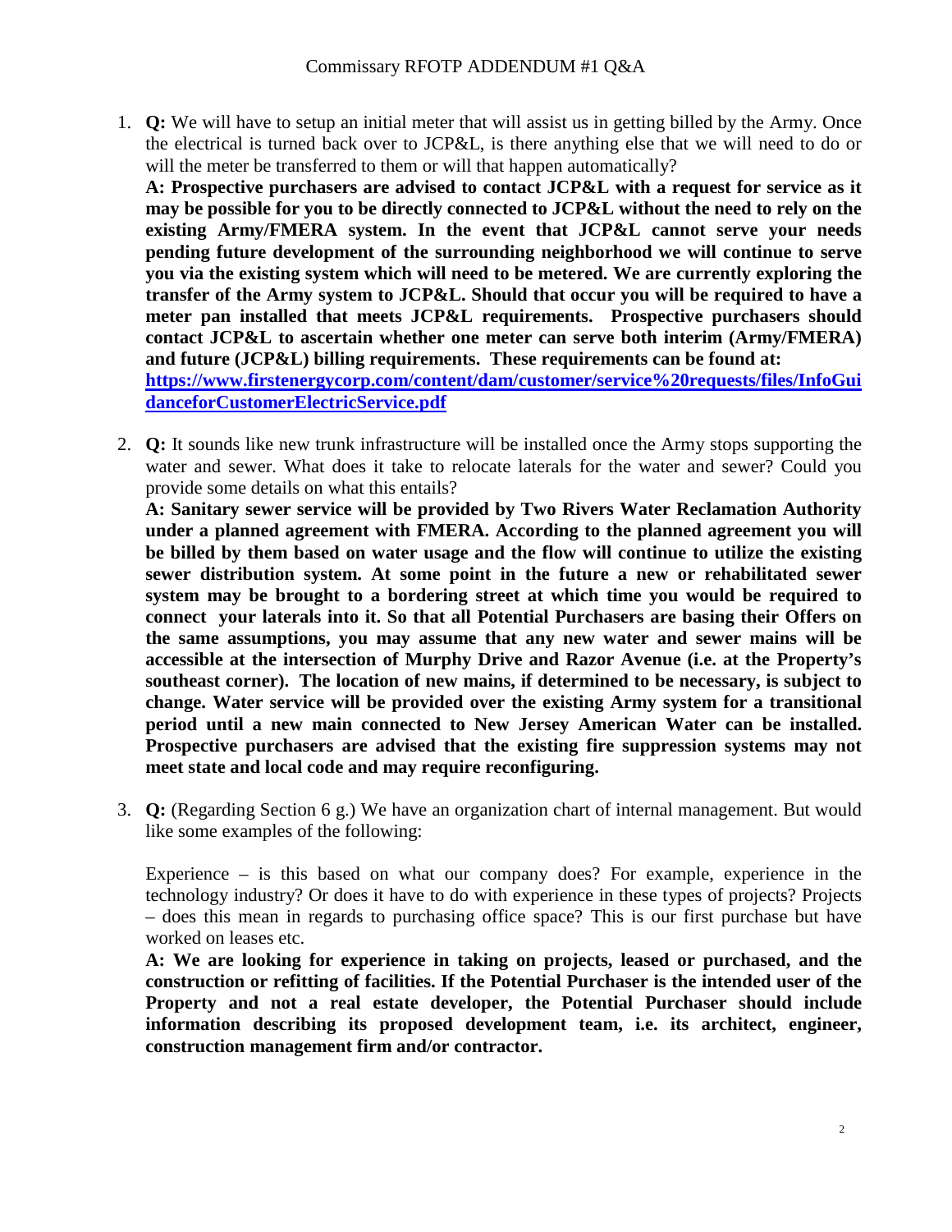Commissary RFOTP ADDENDUM #1 Q&A

1. **Q:** We will have to setup an initial meter that will assist us in getting billed by the Army. Once the electrical is turned back over to JCP&L, is there anything else that we will need to do or will the meter be transferred to them or will that happen automatically?
   **A: Prospective purchasers are advised to contact JCP&L with a request for service as it may be possible for you to be directly connected to JCP&L without the need to rely on the existing Army/FMERA system. In the event that JCP&L cannot serve your needs pending future development of the surrounding neighborhood we will continue to serve you via the existing system which will need to be metered. We are currently exploring the transfer of the Army system to JCP&L. Should that occur you will be required to have a meter pan installed that meets JCP&L requirements. Prospective purchasers should contact JCP&L to ascertain whether one meter can serve both interim (Army/FMERA) and future (JCP&L) billing requirements. These requirements can be found at: [https://www.firstenergycorp.com/content/dam/customer/service%20requests/files/InfoGuidanceforCustomerElectricService.pdf](https://www.firstenergycorp.com/content/dam/customer/service%20requests/files/InfoGuidanceforCustomerElectricService.pdf)**

2. **Q:** It sounds like new trunk infrastructure will be installed once the Army stops supporting the water and sewer. What does it take to relocate laterals for the water and sewer? Could you provide some details on what this entails?
   **A: Sanitary sewer service will be provided by Two Rivers Water Reclamation Authority under a planned agreement with FMERA. According to the planned agreement you will be billed by them based on water usage and the flow will continue to utilize the existing sewer distribution system. At some point in the future a new or rehabilitated sewer system may be brought to a bordering street at which time you would be required to connect your laterals into it. So that all Potential Purchasers are basing their Offers on the same assumptions, you may assume that any new water and sewer mains will be accessible at the intersection of Murphy Drive and Razor Avenue (i.e. at the Property's southeast corner). The location of new mains, if determined to be necessary, is subject to change. Water service will be provided over the existing Army system for a transitional period until a new main connected to New Jersey American Water can be installed. Prospective purchasers are advised that the existing fire suppression systems may not meet state and local code and may require reconfiguring.**

3. **Q:** (Regarding Section 6 g.) We have an organization chart of internal management. But would like some examples of the following:

   Experience – is this based on what our company does? For example, experience in the technology industry? Or does it have to do with experience in these types of projects? Projects – does this mean in regards to purchasing office space? This is our first purchase but have worked on leases etc.
   **A: We are looking for experience in taking on projects, leased or purchased, and the construction or refitting of facilities. If the Potential Purchaser is the intended user of the Property and not a real estate developer, the Potential Purchaser should include information describing its proposed development team, i.e. its architect, engineer, construction management firm and/or contractor.**